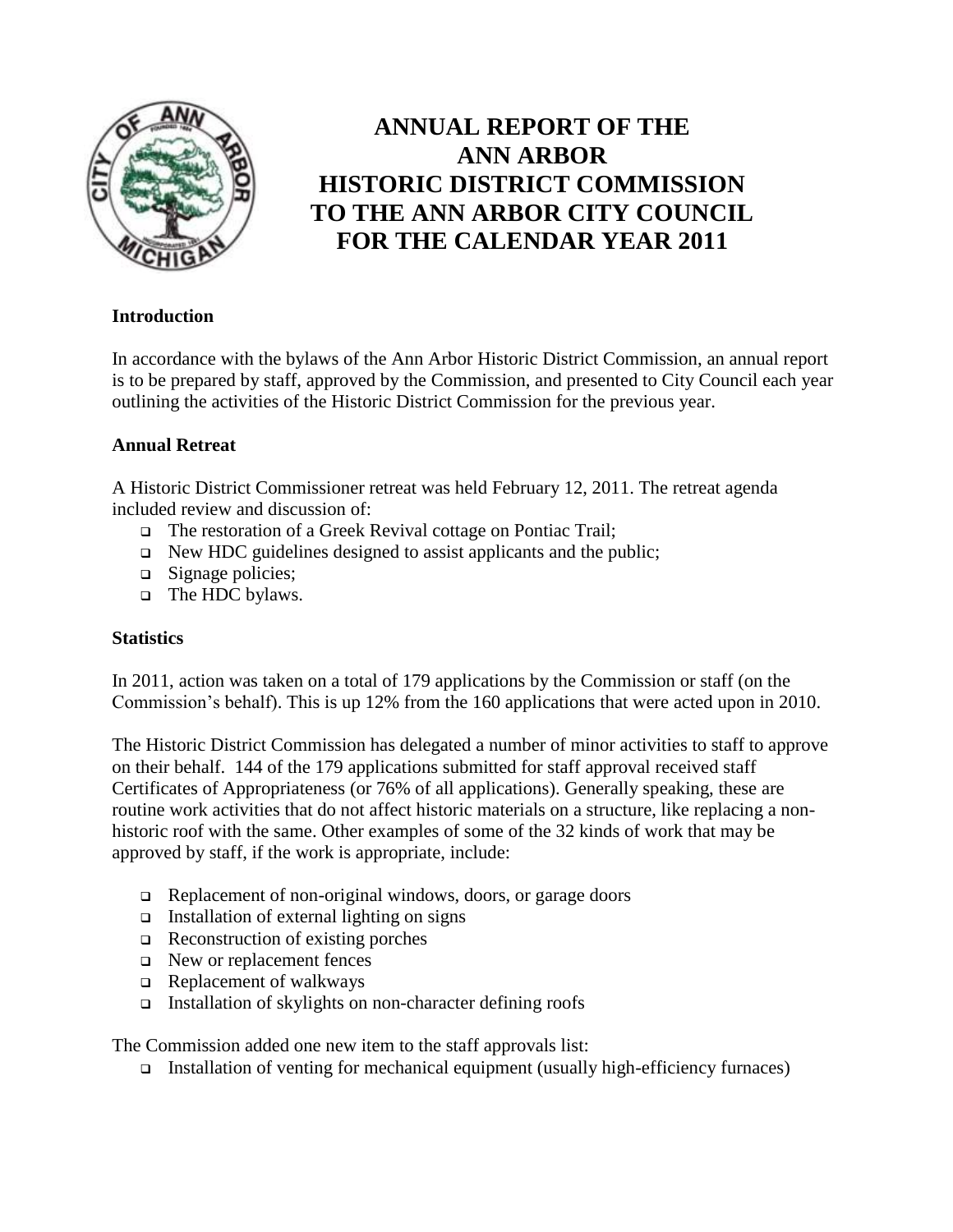# ANNUAL REPORT OF THE ANN ARBOR HISTORIC DISTRICT COMMISSION TO THE ANN ARBOR CITY COUNCIL FOR THE CALENDAR YEAR 2011

## Introduction

In accordance with the bylaws of the Ann Arbor Historic District Commission, an annual report is to be prepared by staff, approved by the Commission, and presented to City Council each year outlining the activities of the Historic District Commission for the previous year.

## Annual Retreat

A Historic District Commissioner retreat was held February 12, 2011. The retreat agenda included review and discussion of:

- The restoration of a Greek Revival cottage on Pontiac Trail;
- New HDC guidelines designed to assist applicants and the public;
- Signage policies;
- The HDC bylaws.

## Statistics

In 2011, action was taken on a total of 179 applications by the Commission or staff (on the Commission's behalf). This is up 12% from the 160 applications that were acted upon in 2010.

The Historic District Commission has delegated a number of minor activities to staff to approve on their behalf. 144 of the 179 applications submitted for staff approval received staff Certificates of Appropriateness (or 76% of all applications). Generally speaking, these are routine work activities that do not affect historic materials on a structure, like replacing a non-historic roof with the same. Other examples of some of the 32 kinds of work that may be approved by staff, if the work is appropriate, include:

- Replacement of non-original windows, doors, or garage doors
- Installation of external lighting on signs
- Reconstruction of existing porches
- New or replacement fences
- Replacement of walkways
- Installation of skylights on non-character defining roofs

The Commission added one new item to the staff approvals list:

- Installation of venting for mechanical equipment (usually high-efficiency furnaces)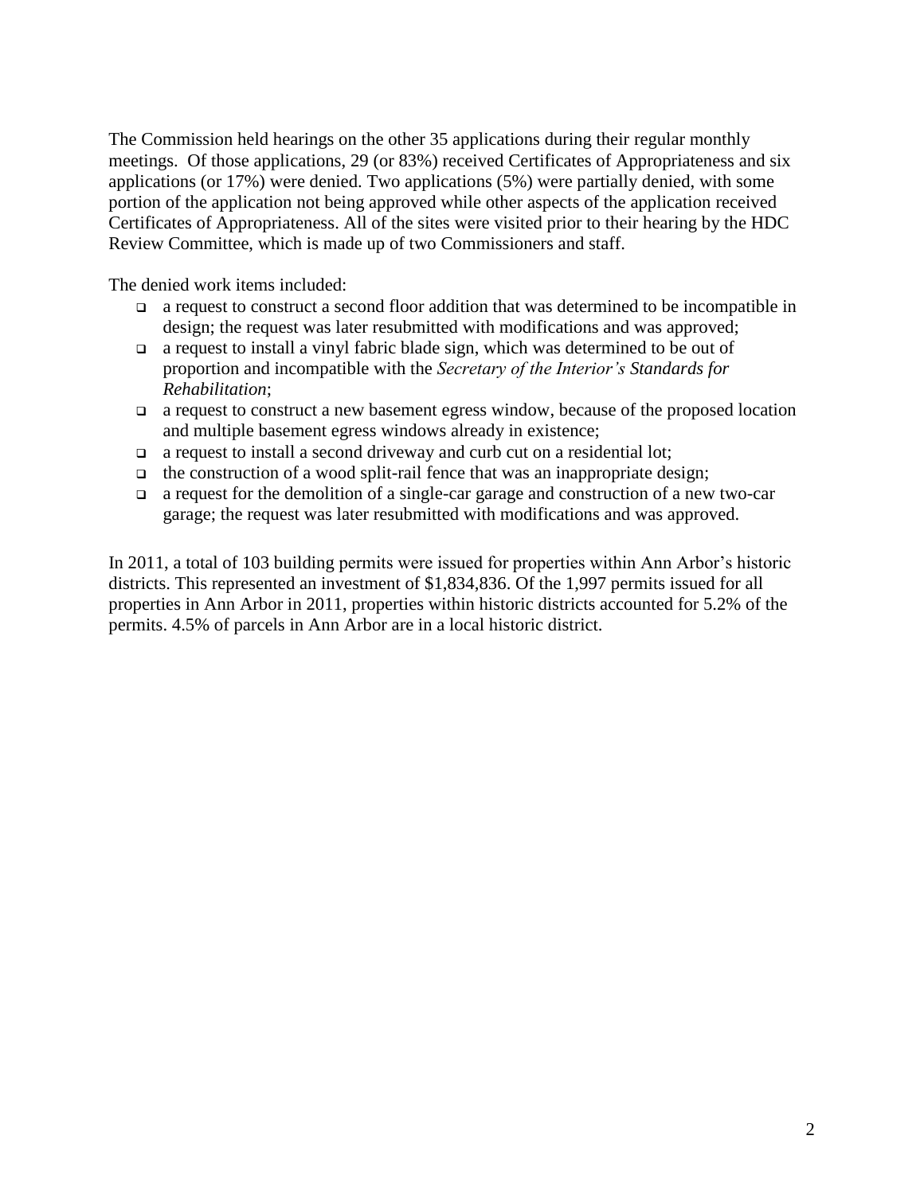The Commission held hearings on the other 35 applications during their regular monthly meetings. Of those applications, 29 (or 83%) received Certificates of Appropriateness and six applications (or 17%) were denied. Two applications (5%) were partially denied, with some portion of the application not being approved while other aspects of the application received Certificates of Appropriateness. All of the sites were visited prior to their hearing by the HDC Review Committee, which is made up of two Commissioners and staff.

The denied work items included:

- a request to construct a second floor addition that was determined to be incompatible in design; the request was later resubmitted with modifications and was approved;
- a request to install a vinyl fabric blade sign, which was determined to be out of proportion and incompatible with the *Secretary of the Interior's Standards for Rehabilitation*;
- a request to construct a new basement egress window, because of the proposed location and multiple basement egress windows already in existence;
- a request to install a second driveway and curb cut on a residential lot;
- the construction of a wood split-rail fence that was an inappropriate design;
- a request for the demolition of a single-car garage and construction of a new two-car garage; the request was later resubmitted with modifications and was approved.

In 2011, a total of 103 building permits were issued for properties within Ann Arbor's historic districts. This represented an investment of $1,834,836. Of the 1,997 permits issued for all properties in Ann Arbor in 2011, properties within historic districts accounted for 5.2% of the permits. 4.5% of parcels in Ann Arbor are in a local historic district.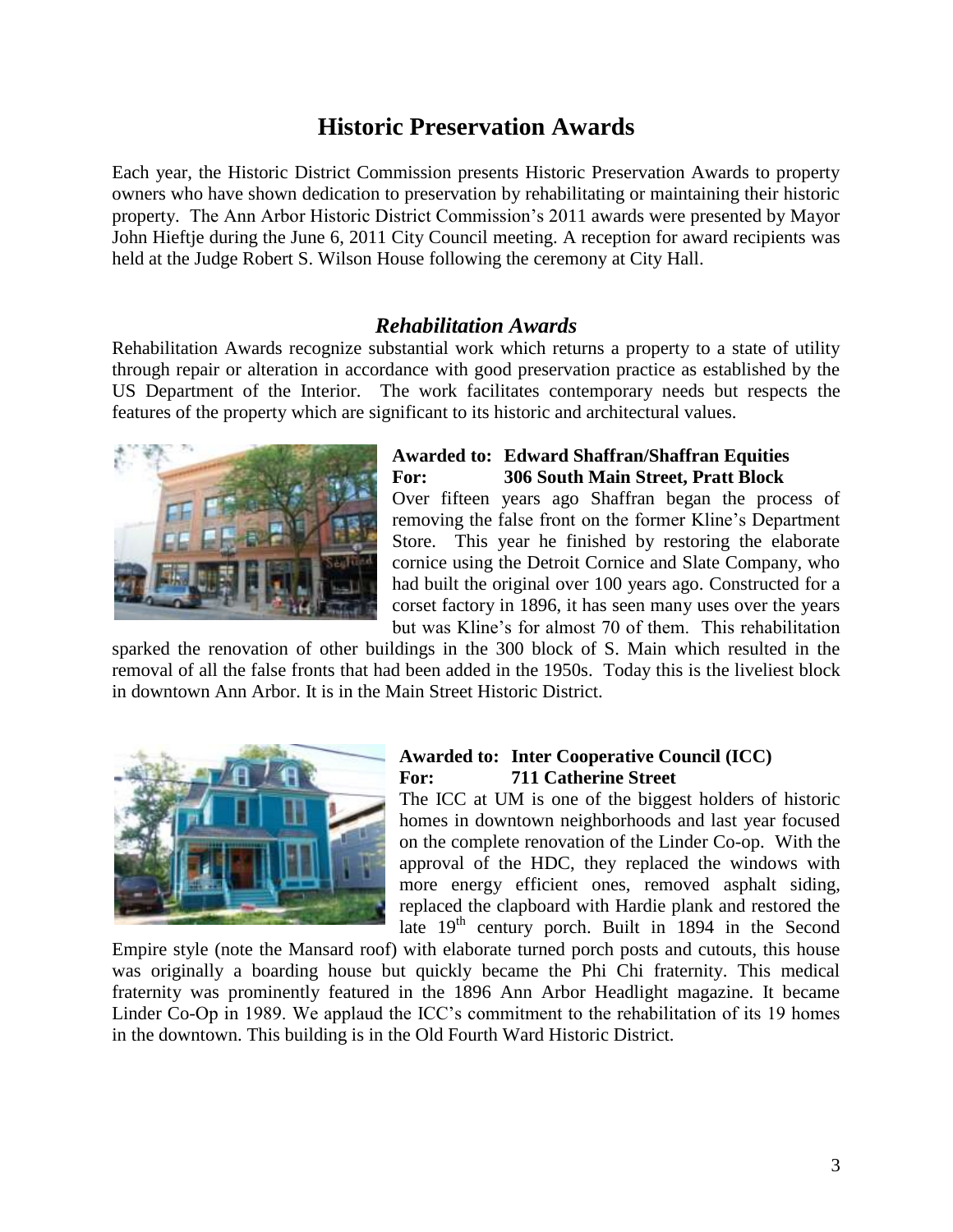# Historic Preservation Awards

Each year, the Historic District Commission presents Historic Preservation Awards to property owners who have shown dedication to preservation by rehabilitating or maintaining their historic property. The Ann Arbor Historic District Commission's 2011 awards were presented by Mayor John Hieftje during the June 6, 2011 City Council meeting. A reception for award recipients was held at the Judge Robert S. Wilson House following the ceremony at City Hall.

## *Rehabilitation Awards*

Rehabilitation Awards recognize substantial work which returns a property to a state of utility through repair or alteration in accordance with good preservation practice as established by the US Department of the Interior. The work facilitates contemporary needs but respects the features of the property which are significant to its historic and architectural values.

**Awarded to: Edward Shaffran/Shaffran Equities**
**For: 306 South Main Street, Pratt Block**

Over fifteen years ago Shaffran began the process of removing the false front on the former Kline's Department Store. This year he finished by restoring the elaborate cornice using the Detroit Cornice and Slate Company, who had built the original over 100 years ago. Constructed for a corset factory in 1896, it has seen many uses over the years but was Kline's for almost 70 of them. This rehabilitation sparked the renovation of other buildings in the 300 block of S. Main which resulted in the removal of all the false fronts that had been added in the 1950s. Today this is the liveliest block in downtown Ann Arbor. It is in the Main Street Historic District.

**Awarded to: Inter Cooperative Council (ICC)**
**For: 711 Catherine Street**

The ICC at UM is one of the biggest holders of historic homes in downtown neighborhoods and last year focused on the complete renovation of the Linder Co-op. With the approval of the HDC, they replaced the windows with more energy efficient ones, removed asphalt siding, replaced the clapboard with Hardie plank and restored the late 19th century porch. Built in 1894 in the Second Empire style (note the Mansard roof) with elaborate turned porch posts and cutouts, this house was originally a boarding house but quickly became the Phi Chi fraternity. This medical fraternity was prominently featured in the 1896 Ann Arbor Headlight magazine. It became Linder Co-Op in 1989. We applaud the ICC's commitment to the rehabilitation of its 19 homes in the downtown. This building is in the Old Fourth Ward Historic District.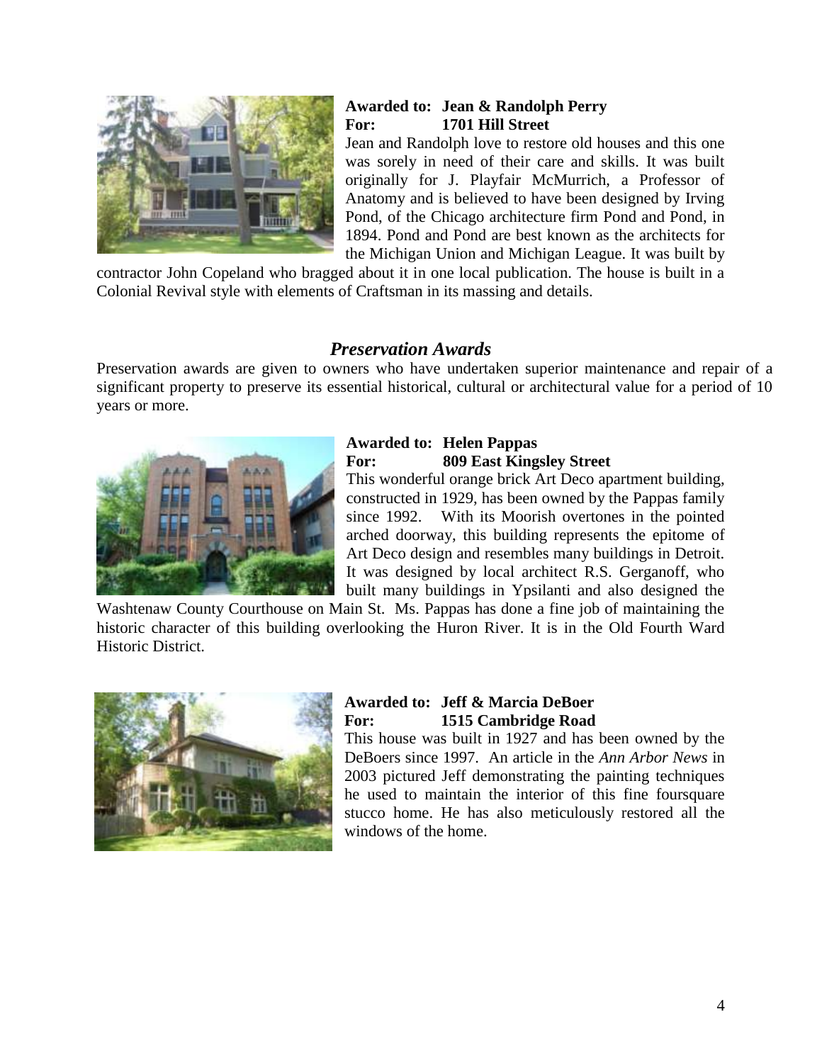**Awarded to: Jean & Randolph Perry**
**For: 1701 Hill Street**

Jean and Randolph love to restore old houses and this one was sorely in need of their care and skills. It was built originally for J. Playfair McMurrich, a Professor of Anatomy and is believed to have been designed by Irving Pond, of the Chicago architecture firm Pond and Pond, in 1894. Pond and Pond are best known as the architects for the Michigan Union and Michigan League. It was built by contractor John Copeland who bragged about it in one local publication. The house is built in a Colonial Revival style with elements of Craftsman in its massing and details.

## *Preservation Awards*

Preservation awards are given to owners who have undertaken superior maintenance and repair of a significant property to preserve its essential historical, cultural or architectural value for a period of 10 years or more.

**Awarded to: Helen Pappas**
**For: 809 East Kingsley Street**

This wonderful orange brick Art Deco apartment building, constructed in 1929, has been owned by the Pappas family since 1992. With its Moorish overtones in the pointed arched doorway, this building represents the epitome of Art Deco design and resembles many buildings in Detroit. It was designed by local architect R.S. Gerganoff, who built many buildings in Ypsilanti and also designed the Washtenaw County Courthouse on Main St. Ms. Pappas has done a fine job of maintaining the historic character of this building overlooking the Huron River. It is in the Old Fourth Ward Historic District.

**Awarded to: Jeff & Marcia DeBoer**
**For: 1515 Cambridge Road**

This house was built in 1927 and has been owned by the DeBoers since 1997. An article in the *Ann Arbor News* in 2003 pictured Jeff demonstrating the painting techniques he used to maintain the interior of this fine foursquare stucco home. He has also meticulously restored all the windows of the home.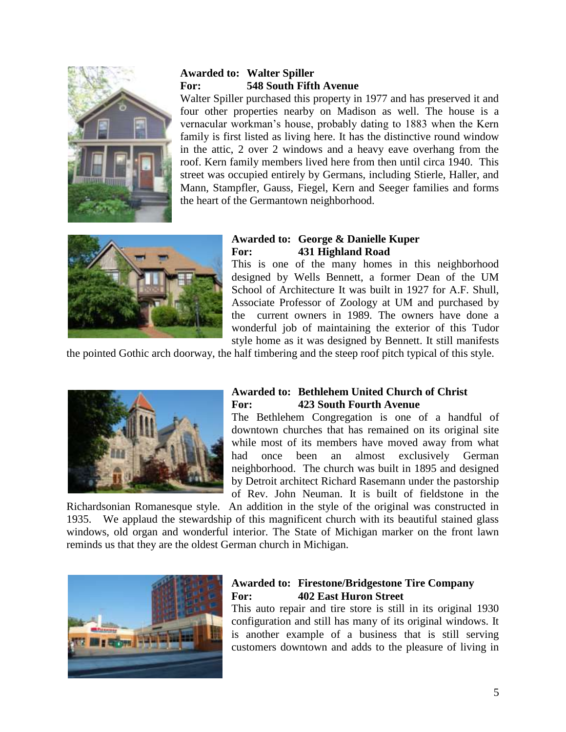**Awarded to: Walter Spiller**
**For: 548 South Fifth Avenue**

Walter Spiller purchased this property in 1977 and has preserved it and four other properties nearby on Madison as well. The house is a vernacular workman's house, probably dating to 1883 when the Kern family is first listed as living here. It has the distinctive round window in the attic, 2 over 2 windows and a heavy eave overhang from the roof. Kern family members lived here from then until circa 1940. This street was occupied entirely by Germans, including Stierle, Haller, and Mann, Stampfler, Gauss, Fiegel, Kern and Seeger families and forms the heart of the Germantown neighborhood.

**Awarded to: George & Danielle Kuper**
**For: 431 Highland Road**

This is one of the many homes in this neighborhood designed by Wells Bennett, a former Dean of the UM School of Architecture It was built in 1927 for A.F. Shull, Associate Professor of Zoology at UM and purchased by the current owners in 1989. The owners have done a wonderful job of maintaining the exterior of this Tudor style home as it was designed by Bennett. It still manifests the pointed Gothic arch doorway, the half timbering and the steep roof pitch typical of this style.

**Awarded to: Bethlehem United Church of Christ**
**For: 423 South Fourth Avenue**

The Bethlehem Congregation is one of a handful of downtown churches that has remained on its original site while most of its members have moved away from what had once been an almost exclusively German neighborhood. The church was built in 1895 and designed by Detroit architect Richard Rasemann under the pastorship of Rev. John Neuman. It is built of fieldstone in the Richardsonian Romanesque style. An addition in the style of the original was constructed in 1935. We applaud the stewardship of this magnificent church with its beautiful stained glass windows, old organ and wonderful interior. The State of Michigan marker on the front lawn reminds us that they are the oldest German church in Michigan.

**Awarded to: Firestone/Bridgestone Tire Company**
**For: 402 East Huron Street**

This auto repair and tire store is still in its original 1930 configuration and still has many of its original windows. It is another example of a business that is still serving customers downtown and adds to the pleasure of living in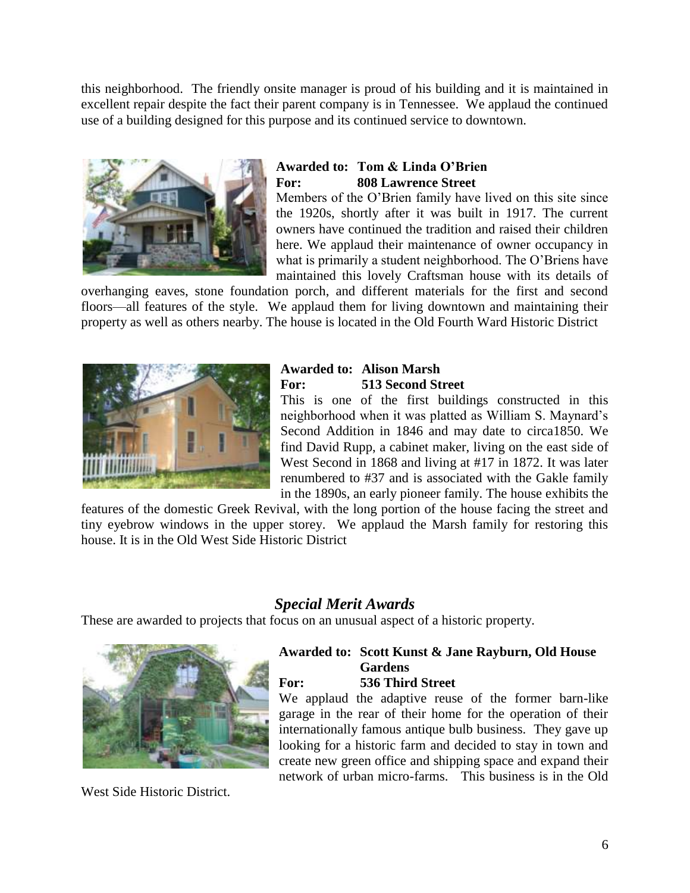this neighborhood. The friendly onsite manager is proud of his building and it is maintained in excellent repair despite the fact their parent company is in Tennessee. We applaud the continued use of a building designed for this purpose and its continued service to downtown.

**Awarded to: Tom & Linda O'Brien**
**For: 808 Lawrence Street**

Members of the O'Brien family have lived on this site since the 1920s, shortly after it was built in 1917. The current owners have continued the tradition and raised their children here. We applaud their maintenance of owner occupancy in what is primarily a student neighborhood. The O'Briens have maintained this lovely Craftsman house with its details of overhanging eaves, stone foundation porch, and different materials for the first and second floors—all features of the style. We applaud them for living downtown and maintaining their property as well as others nearby. The house is located in the Old Fourth Ward Historic District

**Awarded to: Alison Marsh**
**For: 513 Second Street**

This is one of the first buildings constructed in this neighborhood when it was platted as William S. Maynard's Second Addition in 1846 and may date to circa1850. We find David Rupp, a cabinet maker, living on the east side of West Second in 1868 and living at #17 in 1872. It was later renumbered to #37 and is associated with the Gakle family in the 1890s, an early pioneer family. The house exhibits the features of the domestic Greek Revival, with the long portion of the house facing the street and tiny eyebrow windows in the upper storey. We applaud the Marsh family for restoring this house. It is in the Old West Side Historic District

## *Special Merit Awards*

These are awarded to projects that focus on an unusual aspect of a historic property.

**Awarded to: Scott Kunst & Jane Rayburn, Old House Gardens**
**For: 536 Third Street**

We applaud the adaptive reuse of the former barn-like garage in the rear of their home for the operation of their internationally famous antique bulb business. They gave up looking for a historic farm and decided to stay in town and create new green office and shipping space and expand their network of urban micro-farms. This business is in the Old West Side Historic District.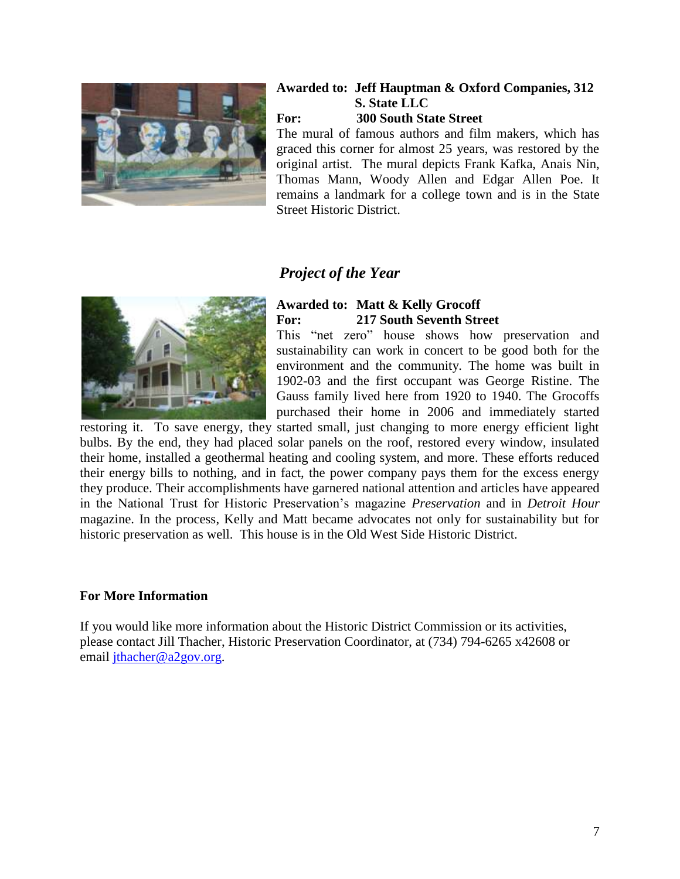**Awarded to: Jeff Hauptman & Oxford Companies, 312 S. State LLC**
**For: 300 South State Street**

The mural of famous authors and film makers, which has graced this corner for almost 25 years, was restored by the original artist. The mural depicts Frank Kafka, Anais Nin, Thomas Mann, Woody Allen and Edgar Allen Poe. It remains a landmark for a college town and is in the State Street Historic District.

## *Project of the Year*

**Awarded to: Matt & Kelly Grocoff**
**For: 217 South Seventh Street**

This "net zero" house shows how preservation and sustainability can work in concert to be good both for the environment and the community. The home was built in 1902-03 and the first occupant was George Ristine. The Gauss family lived here from 1920 to 1940. The Grocoffs purchased their home in 2006 and immediately started restoring it. To save energy, they started small, just changing to more energy efficient light bulbs. By the end, they had placed solar panels on the roof, restored every window, insulated their home, installed a geothermal heating and cooling system, and more. These efforts reduced their energy bills to nothing, and in fact, the power company pays them for the excess energy they produce. Their accomplishments have garnered national attention and articles have appeared in the National Trust for Historic Preservation's magazine *Preservation* and in *Detroit Hour* magazine. In the process, Kelly and Matt became advocates not only for sustainability but for historic preservation as well. This house is in the Old West Side Historic District.

**For More Information**

If you would like more information about the Historic District Commission or its activities, please contact Jill Thacher, Historic Preservation Coordinator, at (734) 794-6265 x42608 or email jthacher@a2gov.org.